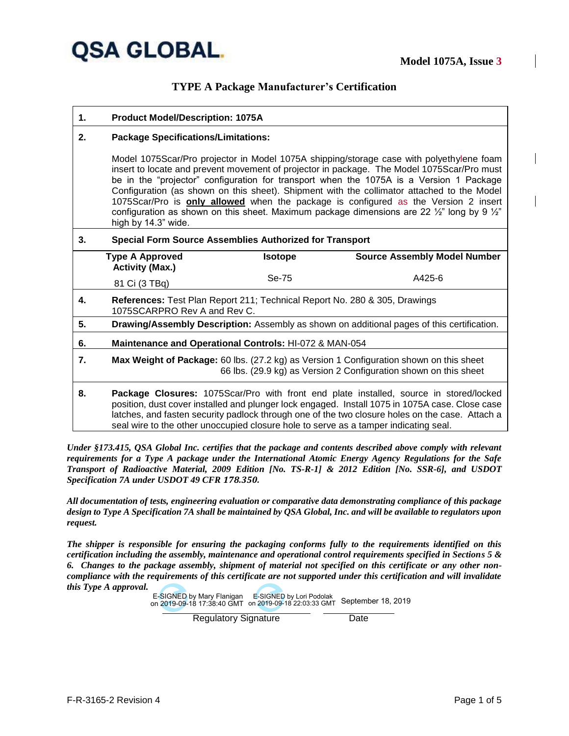**QSA GLOBAL.**

**Model 1075A, Issue 3**

## TYPE A Package Manufacturer's Certification

| | |
|---|---|
| **1.** | **Product Model/Description: 1075A** |
| **2.** | **Package Specifications/Limitations:** Model 1075Scar/Pro projector in Model 1075A shipping/storage case with polyethylene foam insert to locate and prevent movement of projector in package. The Model 1075Scar/Pro must be in the "projector" configuration for transport when the 1075A is a Version 1 Package Configuration (as shown on this sheet). Shipment with the collimator attached to the Model 1075Scar/Pro is **only allowed** when the package is configured as the Version 2 insert configuration as shown on this sheet. Maximum package dimensions are 22 ½" long by 9 ½" high by 14.3" wide. |
| **3.** | **Special Form Source Assemblies Authorized for Transport** |

| Type A Approved Activity (Max.) | Isotope | Source Assembly Model Number |
|---|---|---|
| 81 Ci (3 TBq) | Se-75 | A425-6 |

| | |
|---|---|
| **4.** | **References:** Test Plan Report 211; Technical Report No. 280 & 305, Drawings 1075SCARPRO Rev A and Rev C. |
| **5.** | **Drawing/Assembly Description:** Assembly as shown on additional pages of this certification. |
| **6.** | **Maintenance and Operational Controls:** HI-072 & MAN-054 |
| **7.** | **Max Weight of Package:** 60 lbs. (27.2 kg) as Version 1 Configuration shown on this sheet; 66 lbs. (29.9 kg) as Version 2 Configuration shown on this sheet |
| **8.** | **Package Closures:** 1075Scar/Pro with front end plate installed, source in stored/locked position, dust cover installed and plunger lock engaged. Install 1075 in 1075A case. Close case latches, and fasten security padlock through one of the two closure holes on the case. Attach a seal wire to the other unoccupied closure hole to serve as a tamper indicating seal. |

***Under §173.415, QSA Global Inc. certifies that the package and contents described above comply with relevant requirements for a Type A package under the International Atomic Energy Agency Regulations for the Safe Transport of Radioactive Material, 2009 Edition [No. TS-R-1] & 2012 Edition [No. SSR-6], and USDOT Specification 7A under USDOT 49 CFR 178.350.***

***All documentation of tests, engineering evaluation or comparative data demonstrating compliance of this package design to Type A Specification 7A shall be maintained by QSA Global, Inc. and will be available to regulators upon request.***

***The shipper is responsible for ensuring the packaging conforms fully to the requirements identified on this certification including the assembly, maintenance and operational control requirements specified in Sections 5 & 6. Changes to the package assembly, shipment of material not specified on this certificate or any other non-compliance with the requirements of this certificate are not supported under this certification and will invalidate this Type A approval.***

E-SIGNED by Mary Flanigan on 2019-09-18 17:38:40 GMT  E-SIGNED by Lori Podolak on 2019-09-18 22:03:33 GMT  September 18, 2019

Regulatory Signature  Date

F-R-3165-2 Revision 4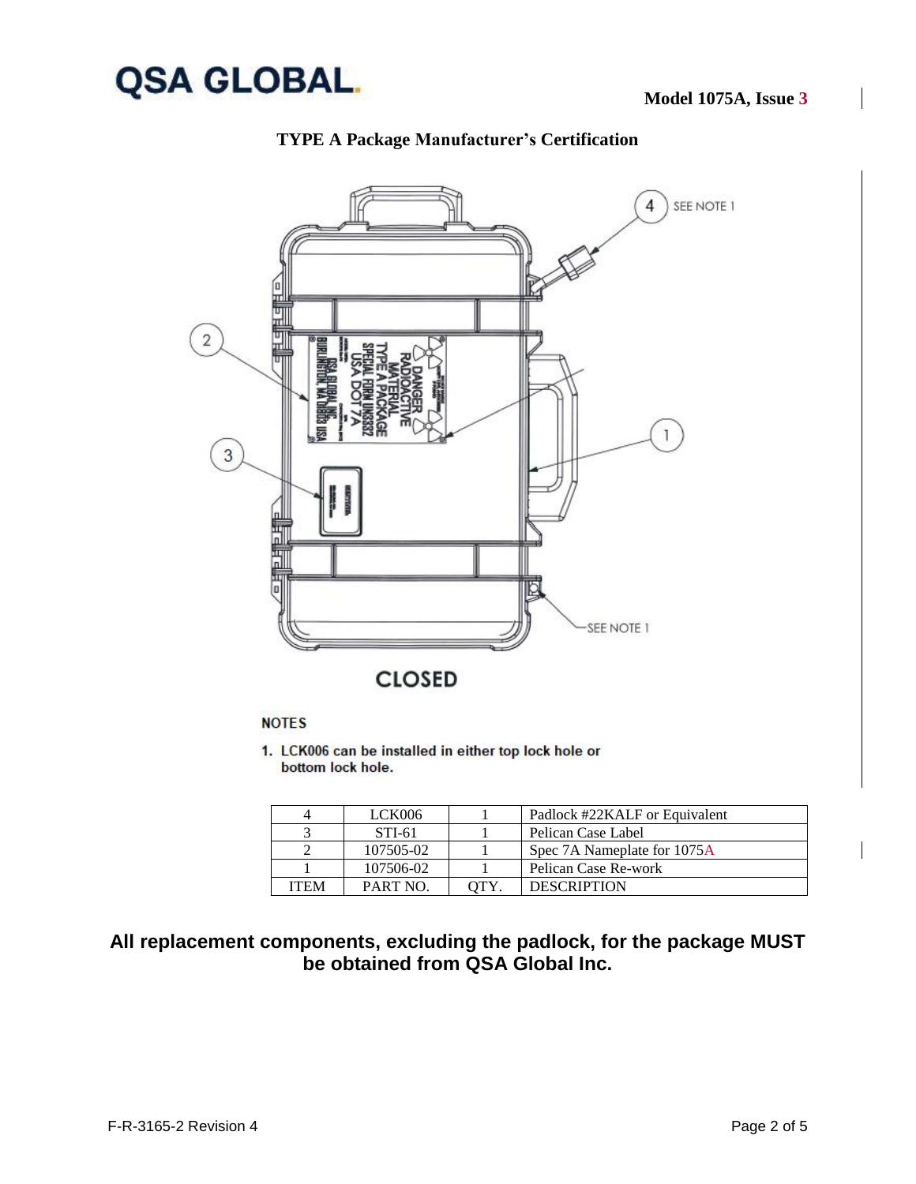**TYPE A Package Manufacturer's Certification**

CLOSED

NOTES

1. LCK006 can be installed in either top lock hole or bottom lock hole.

| ITEM | PART NO. | QTY. | DESCRIPTION |
|---|---|---|---|
| 4 | LCK006 | 1 | Padlock #22KALF or Equivalent |
| 3 | STI-61 | 1 | Pelican Case Label |
| 2 | 107505-02 | 1 | Spec 7A Nameplate for 1075A |
| 1 | 107506-02 | 1 | Pelican Case Re-work |

**All replacement components, excluding the padlock, for the package MUST be obtained from QSA Global Inc.**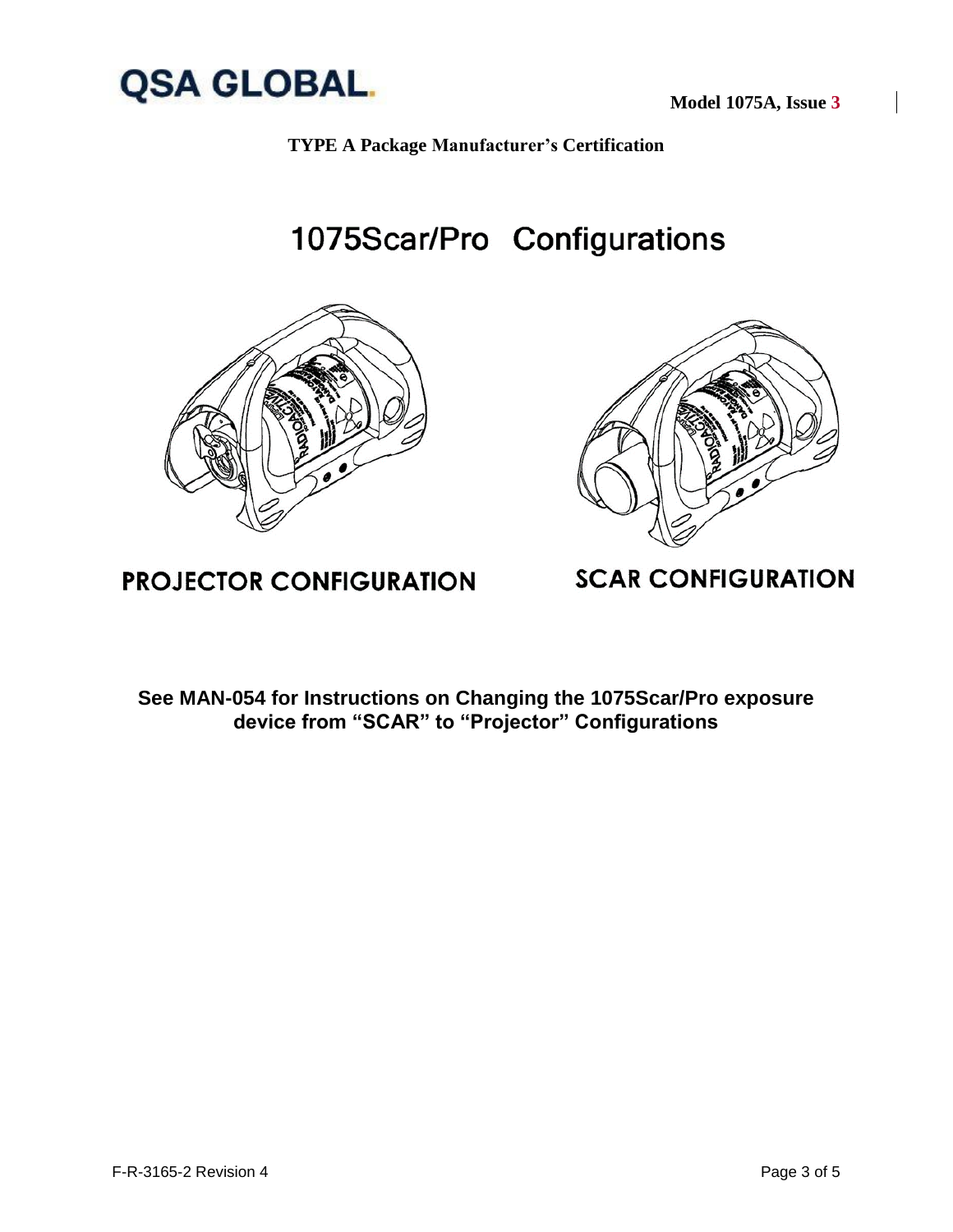**TYPE A Package Manufacturer's Certification**

# 1075Scar/Pro Configurations

**PROJECTOR CONFIGURATION**

**SCAR CONFIGURATION**

**See MAN-054 for Instructions on Changing the 1075Scar/Pro exposure device from "SCAR" to "Projector" Configurations**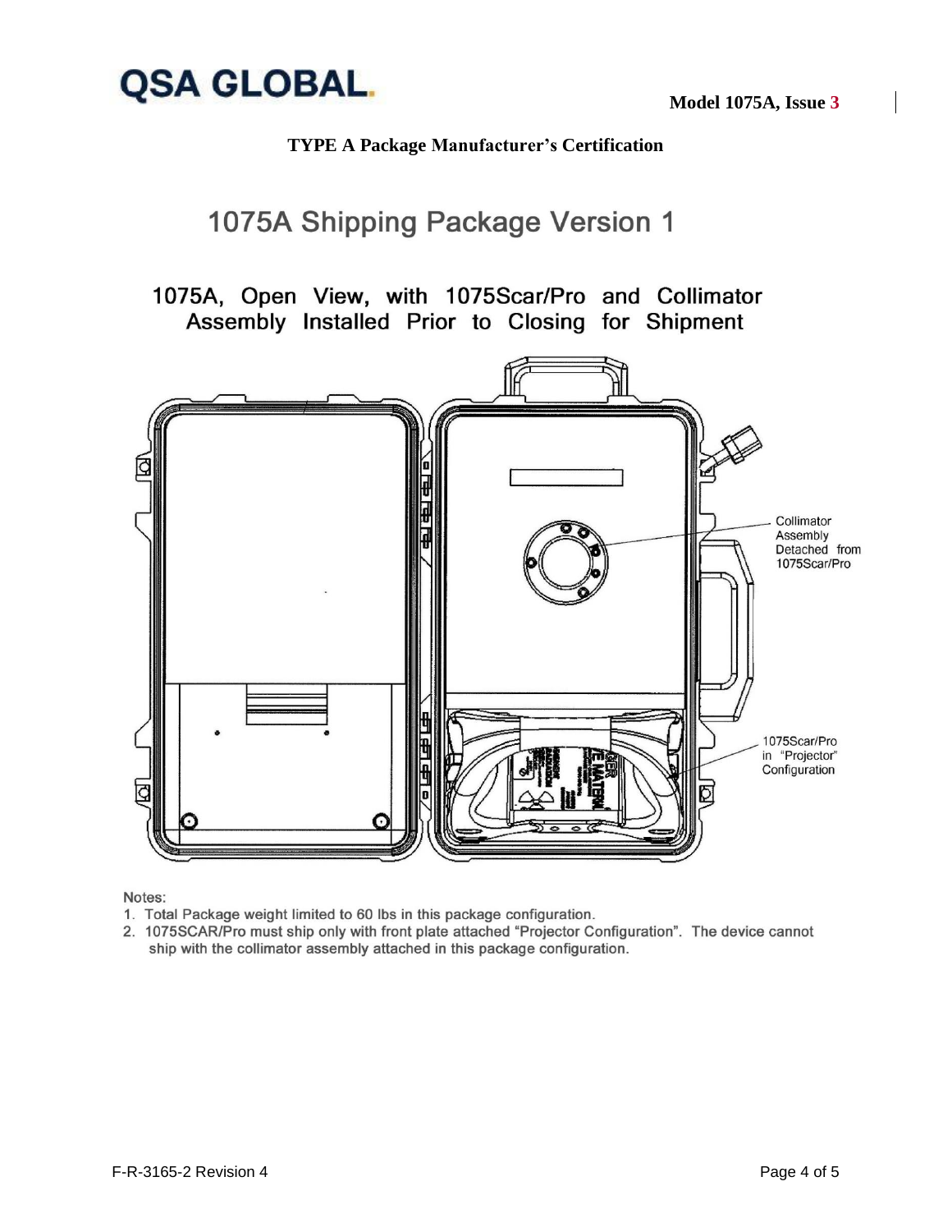**TYPE A Package Manufacturer's Certification**

# 1075A Shipping Package Version 1

## 1075A, Open View, with 1075Scar/Pro and Collimator Assembly Installed Prior to Closing for Shipment

Collimator Assembly Detached from 1075Scar/Pro

1075Scar/Pro in "Projector" Configuration

Notes:

1. Total Package weight limited to 60 lbs in this package configuration.
2. 1075SCAR/Pro must ship only with front plate attached "Projector Configuration". The device cannot ship with the collimator assembly attached in this package configuration.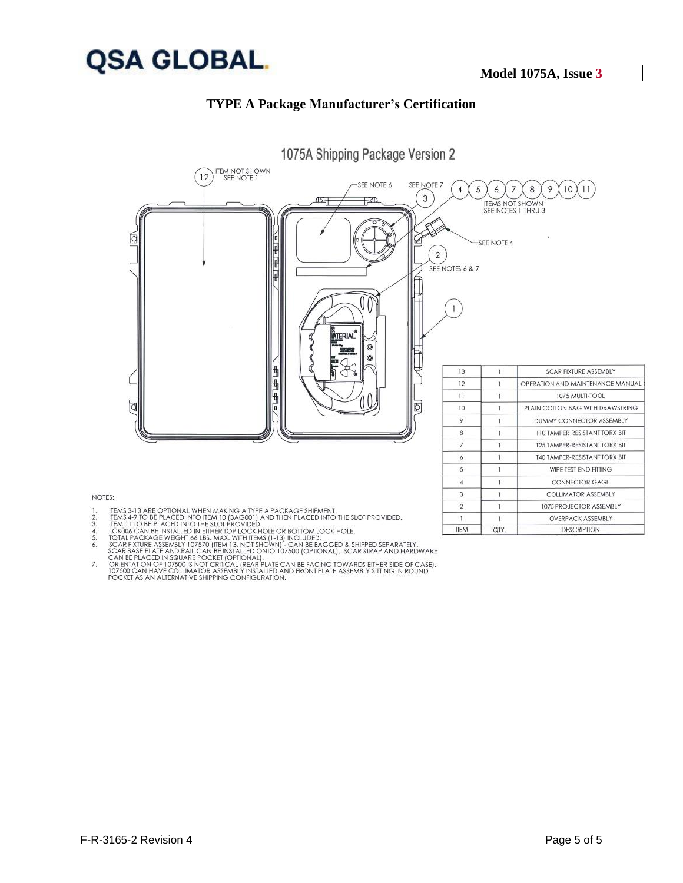**Model 1075A, Issue 3**

## TYPE A Package Manufacturer's Certification

1075A Shipping Package Version 2

12 ITEM NOT SHOWN SEE NOTE 1

SEE NOTE 6

SEE NOTE 7

3

4 5 6 7 8 9 10 11 ITEMS NOT SHOWN SEE NOTES 1 THRU 3

SEE NOTE 4

2 SEE NOTES 6 & 7

1

| ITEM | QTY. | DESCRIPTION |
|---|---|---|
| 13 | 1 | SCAR FIXTURE ASSEMBLY |
| 12 | 1 | OPERATION AND MAINTENANCE MANUAL |
| 11 | 1 | 1075 MULTI-TOOL |
| 10 | 1 | PLAIN COTTON BAG WITH DRAWSTRING |
| 9 | 1 | DUMMY CONNECTOR ASSEMBLY |
| 8 | 1 | T10 TAMPER RESISTANT TORX BIT |
| 7 | 1 | T25 TAMPER-RESISTANT TORX BIT |
| 6 | 1 | T40 TAMPER-RESISTANT TORX BIT |
| 5 | 1 | WIPE TEST END FITTING |
| 4 | 1 | CONNECTOR GAGE |
| 3 | 1 | COLLIMATOR ASSEMBLY |
| 2 | 1 | 1075 PROJECTOR ASSEMBLY |
| 1 | 1 | OVERPACK ASSEMBLY |

NOTES:

1. ITEMS 3-13 ARE OPTIONAL WHEN MAKING A TYPE A PACKAGE SHIPMENT.
2. ITEMS 4-9 TO BE PLACED INTO ITEM 10 (BAG001) AND THEN PLACED INTO THE SLOT PROVIDED.
3. ITEM 11 TO BE PLACED INTO THE SLOT PROVIDED.
4. LCK006 CAN BE INSTALLED IN EITHER TOP LOCK HOLE OR BOTTOM LOCK HOLE.
5. TOTAL PACKAGE WEIGHT 66 LBS. MAX. WITH ITEMS (1-13) INCLUDED.
6. SCAR FIXTURE ASSEMBLY 107570 (ITEM 13, NOT SHOWN) - CAN BE BAGGED & SHIPPED SEPARATELY. SCAR BASE PLATE AND RAIL CAN BE INSTALLED ONTO 107500 (OPTIONAL). SCAR STRAP AND HARDWARE CAN BE PLACED IN SQUARE POCKET (OPTIONAL).
7. ORIENTATION OF 107500 IS NOT CRITICAL (REAR PLATE CAN BE FACING TOWARDS EITHER SIDE OF CASE). 107500 CAN HAVE COLLIMATOR ASSEMBLY INSTALLED AND FRONT PLATE ASSEMBLY SITTING IN ROUND POCKET AS AN ALTERNATIVE SHIPPING CONFIGURATION.

F-R-3165-2 Revision 4